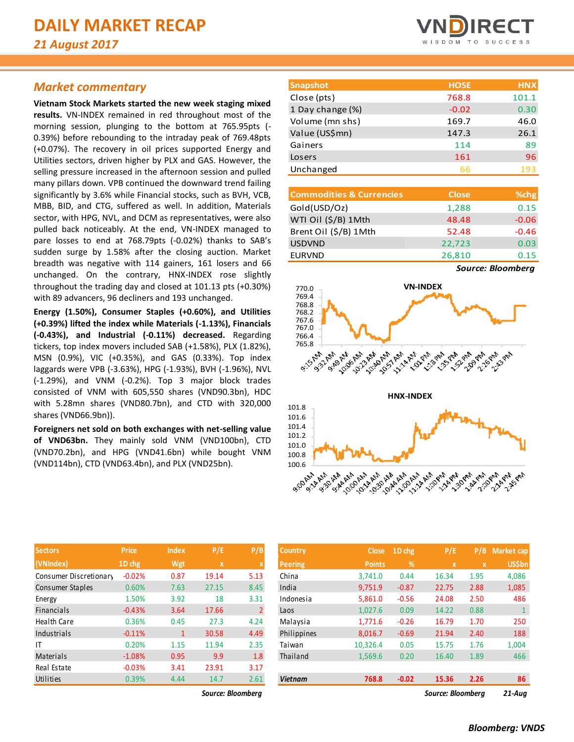# DAILY MARKET RECAP

*21 August 2017*

## Market commentary

**Vietnam Stock Markets started the new week staging mixed results.** VN-INDEX remained in red throughout most of the morning session, plunging to the bottom at 765.95pts (-0.39%) before rebounding to the intraday peak of 769.48pts (+0.07%). The recovery in oil prices supported Energy and Utilities sectors, driven higher by PLX and GAS. However, the selling pressure increased in the afternoon session and pulled many pillars down. VPB continued the downward trend failing significantly by 3.6% while Financial stocks, such as BVH, VCB, MBB, BID, and CTG, suffered as well. In addition, Materials sector, with HPG, NVL, and DCM as representatives, were also pulled back noticeably. At the end, VN-INDEX managed to pare losses to end at 768.79pts (-0.02%) thanks to SAB's sudden surge by 1.58% after the closing auction. Market breadth was negative with 114 gainers, 161 losers and 66 unchanged. On the contrary, HNX-INDEX rose slightly throughout the trading day and closed at 101.13 pts (+0.30%) with 89 advancers, 96 decliners and 193 unchanged.

**Energy (1.50%), Consumer Staples (+0.60%), and Utilities (+0.39%) lifted the index while Materials (-1.13%), Financials (-0.43%), and Industrial (-0.11%) decreased.** Regarding tickers, top index movers included SAB (+1.58%), PLX (1.82%), MSN (0.9%), VIC (+0.35%), and GAS (0.33%). Top index laggards were VPB (-3.63%), HPG (-1.93%), BVH (-1.96%), NVL (-1.29%), and VNM (-0.2%). Top 3 major block trades consisted of VNM with 605,550 shares (VND90.3bn), HDC with 5.28mn shares (VND80.7bn), and CTD with 320,000 shares (VND66.9bn)).

**Foreigners net sold on both exchanges with net-selling value of VND63bn.** They mainly sold VNM (VND100bn), CTD (VND70.2bn), and HPG (VND41.6bn) while bought VNM (VND114bn), CTD (VND63.4bn), and PLX (VND25bn).

| Snapshot | HOSE | HNX |
|---|---|---|
| Close (pts) | 768.8 | 101.1 |
| 1 Day change (%) | -0.02 | 0.30 |
| Volume (mn shs) | 169.7 | 46.0 |
| Value (US$mn) | 147.3 | 26.1 |
| Gainers | 114 | 89 |
| Losers | 161 | 96 |
| Unchanged | 66 | 193 |

| Commodities & Currencies | Close | %chg |
|---|---|---|
| Gold(USD/Oz) | 1,288 | 0.15 |
| WTI Oil ($/B) 1Mth | 48.48 | -0.06 |
| Brent Oil ($/B) 1Mth | 52.48 | -0.46 |
| USDVND | 22,723 | 0.03 |
| EURVND | 26,810 | 0.15 |

*Source: Bloomberg*

| Sectors (VNIndex) | Price 1D chg | Index Wgt | P/E x | P/B x |
|---|---|---|---|---|
| Consumer Discretionary | -0.02% | 0.87 | 19.14 | 5.13 |
| Consumer Staples | 0.60% | 7.63 | 27.15 | 8.45 |
| Energy | 1.50% | 3.92 | 18 | 3.31 |
| Financials | -0.43% | 3.64 | 17.66 | 2 |
| Health Care | 0.36% | 0.45 | 27.3 | 4.24 |
| Industrials | -0.11% | 1 | 30.58 | 4.49 |
| IT | 0.20% | 1.15 | 11.94 | 2.35 |
| Materials | -1.08% | 0.95 | 9.9 | 1.8 |
| Real Estate | -0.03% | 3.41 | 23.91 | 3.17 |
| Utilities | 0.39% | 4.44 | 14.7 | 2.61 |

*Source: Bloomberg*

| Country Peering | Close Points | 1D chg % | P/E x | P/B x | Market cap US$bn |
|---|---|---|---|---|---|
| China | 3,741.0 | 0.44 | 16.34 | 1.95 | 4,086 |
| India | 9,751.9 | -0.87 | 22.75 | 2.88 | 1,085 |
| Indonesia | 5,861.0 | -0.56 | 24.08 | 2.50 | 486 |
| Laos | 1,027.6 | 0.09 | 14.22 | 0.88 | 1 |
| Malaysia | 1,771.6 | -0.26 | 16.79 | 1.70 | 250 |
| Philippines | 8,016.7 | -0.69 | 21.94 | 2.40 | 188 |
| Taiwan | 10,326.4 | 0.05 | 15.75 | 1.76 | 1,004 |
| Thailand | 1,569.6 | 0.20 | 16.40 | 1.89 | 466 |
| ***Vietnam*** | **768.8** | **-0.02** | **15.36** | **2.26** | **86** |

*Source: Bloomberg* *21-Aug*

***Bloomberg: VNDS***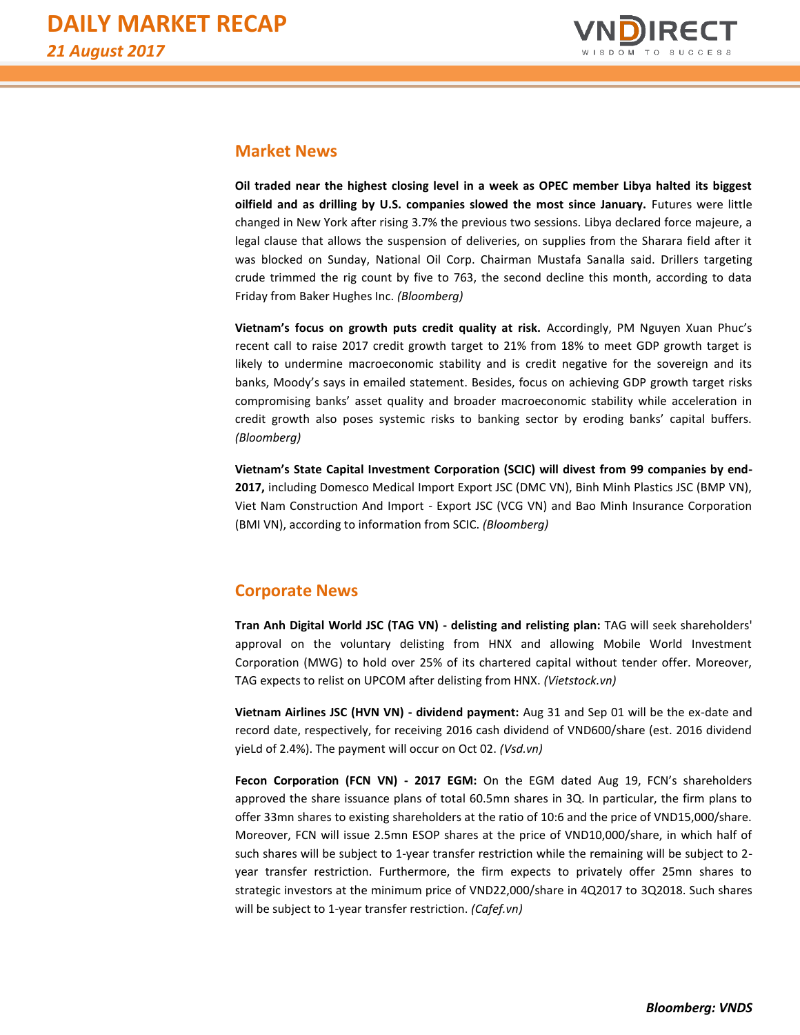## Market News

**Oil traded near the highest closing level in a week as OPEC member Libya halted its biggest oilfield and as drilling by U.S. companies slowed the most since January.** Futures were little changed in New York after rising 3.7% the previous two sessions. Libya declared force majeure, a legal clause that allows the suspension of deliveries, on supplies from the Sharara field after it was blocked on Sunday, National Oil Corp. Chairman Mustafa Sanalla said. Drillers targeting crude trimmed the rig count by five to 763, the second decline this month, according to data Friday from Baker Hughes Inc. *(Bloomberg)*

**Vietnam's focus on growth puts credit quality at risk.** Accordingly, PM Nguyen Xuan Phuc's recent call to raise 2017 credit growth target to 21% from 18% to meet GDP growth target is likely to undermine macroeconomic stability and is credit negative for the sovereign and its banks, Moody's says in emailed statement. Besides, focus on achieving GDP growth target risks compromising banks' asset quality and broader macroeconomic stability while acceleration in credit growth also poses systemic risks to banking sector by eroding banks' capital buffers. *(Bloomberg)*

**Vietnam's State Capital Investment Corporation (SCIC) will divest from 99 companies by end-2017,** including Domesco Medical Import Export JSC (DMC VN), Binh Minh Plastics JSC (BMP VN), Viet Nam Construction And Import - Export JSC (VCG VN) and Bao Minh Insurance Corporation (BMI VN), according to information from SCIC. *(Bloomberg)*

## Corporate News

**Tran Anh Digital World JSC (TAG VN) - delisting and relisting plan:** TAG will seek shareholders' approval on the voluntary delisting from HNX and allowing Mobile World Investment Corporation (MWG) to hold over 25% of its chartered capital without tender offer. Moreover, TAG expects to relist on UPCOM after delisting from HNX. *(Vietstock.vn)*

**Vietnam Airlines JSC (HVN VN) - dividend payment:** Aug 31 and Sep 01 will be the ex-date and record date, respectively, for receiving 2016 cash dividend of VND600/share (est. 2016 dividend yieLd of 2.4%). The payment will occur on Oct 02. *(Vsd.vn)*

**Fecon Corporation (FCN VN) - 2017 EGM:** On the EGM dated Aug 19, FCN's shareholders approved the share issuance plans of total 60.5mn shares in 3Q. In particular, the firm plans to offer 33mn shares to existing shareholders at the ratio of 10:6 and the price of VND15,000/share. Moreover, FCN will issue 2.5mn ESOP shares at the price of VND10,000/share, in which half of such shares will be subject to 1-year transfer restriction while the remaining will be subject to 2-year transfer restriction. Furthermore, the firm expects to privately offer 25mn shares to strategic investors at the minimum price of VND22,000/share in 4Q2017 to 3Q2018. Such shares will be subject to 1-year transfer restriction. *(Cafef.vn)*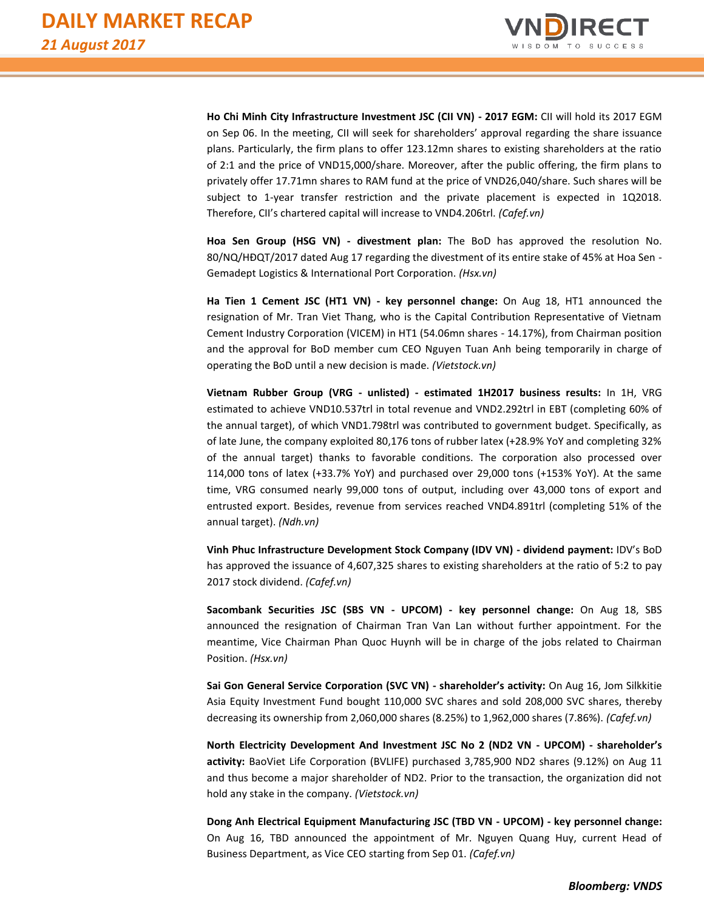**Ho Chi Minh City Infrastructure Investment JSC (CII VN) - 2017 EGM:** CII will hold its 2017 EGM on Sep 06. In the meeting, CII will seek for shareholders' approval regarding the share issuance plans. Particularly, the firm plans to offer 123.12mn shares to existing shareholders at the ratio of 2:1 and the price of VND15,000/share. Moreover, after the public offering, the firm plans to privately offer 17.71mn shares to RAM fund at the price of VND26,040/share. Such shares will be subject to 1-year transfer restriction and the private placement is expected in 1Q2018. Therefore, CII's chartered capital will increase to VND4.206trl. *(Cafef.vn)*

**Hoa Sen Group (HSG VN) - divestment plan:** The BoD has approved the resolution No. 80/NQ/HĐQT/2017 dated Aug 17 regarding the divestment of its entire stake of 45% at Hoa Sen - Gemadept Logistics & International Port Corporation. *(Hsx.vn)*

**Ha Tien 1 Cement JSC (HT1 VN) - key personnel change:** On Aug 18, HT1 announced the resignation of Mr. Tran Viet Thang, who is the Capital Contribution Representative of Vietnam Cement Industry Corporation (VICEM) in HT1 (54.06mn shares - 14.17%), from Chairman position and the approval for BoD member cum CEO Nguyen Tuan Anh being temporarily in charge of operating the BoD until a new decision is made. *(Vietstock.vn)*

**Vietnam Rubber Group (VRG - unlisted) - estimated 1H2017 business results:** In 1H, VRG estimated to achieve VND10.537trl in total revenue and VND2.292trl in EBT (completing 60% of the annual target), of which VND1.798trl was contributed to government budget. Specifically, as of late June, the company exploited 80,176 tons of rubber latex (+28.9% YoY and completing 32% of the annual target) thanks to favorable conditions. The corporation also processed over 114,000 tons of latex (+33.7% YoY) and purchased over 29,000 tons (+153% YoY). At the same time, VRG consumed nearly 99,000 tons of output, including over 43,000 tons of export and entrusted export. Besides, revenue from services reached VND4.891trl (completing 51% of the annual target). *(Ndh.vn)*

**Vinh Phuc Infrastructure Development Stock Company (IDV VN) - dividend payment:** IDV's BoD has approved the issuance of 4,607,325 shares to existing shareholders at the ratio of 5:2 to pay 2017 stock dividend. *(Cafef.vn)*

**Sacombank Securities JSC (SBS VN - UPCOM) - key personnel change:** On Aug 18, SBS announced the resignation of Chairman Tran Van Lan without further appointment. For the meantime, Vice Chairman Phan Quoc Huynh will be in charge of the jobs related to Chairman Position. *(Hsx.vn)*

**Sai Gon General Service Corporation (SVC VN) - shareholder's activity:** On Aug 16, Jom Silkkitie Asia Equity Investment Fund bought 110,000 SVC shares and sold 208,000 SVC shares, thereby decreasing its ownership from 2,060,000 shares (8.25%) to 1,962,000 shares (7.86%). *(Cafef.vn)*

**North Electricity Development And Investment JSC No 2 (ND2 VN - UPCOM) - shareholder's activity:** BaoViet Life Corporation (BVLIFE) purchased 3,785,900 ND2 shares (9.12%) on Aug 11 and thus become a major shareholder of ND2. Prior to the transaction, the organization did not hold any stake in the company. *(Vietstock.vn)*

**Dong Anh Electrical Equipment Manufacturing JSC (TBD VN - UPCOM) - key personnel change:** On Aug 16, TBD announced the appointment of Mr. Nguyen Quang Huy, current Head of Business Department, as Vice CEO starting from Sep 01. *(Cafef.vn)*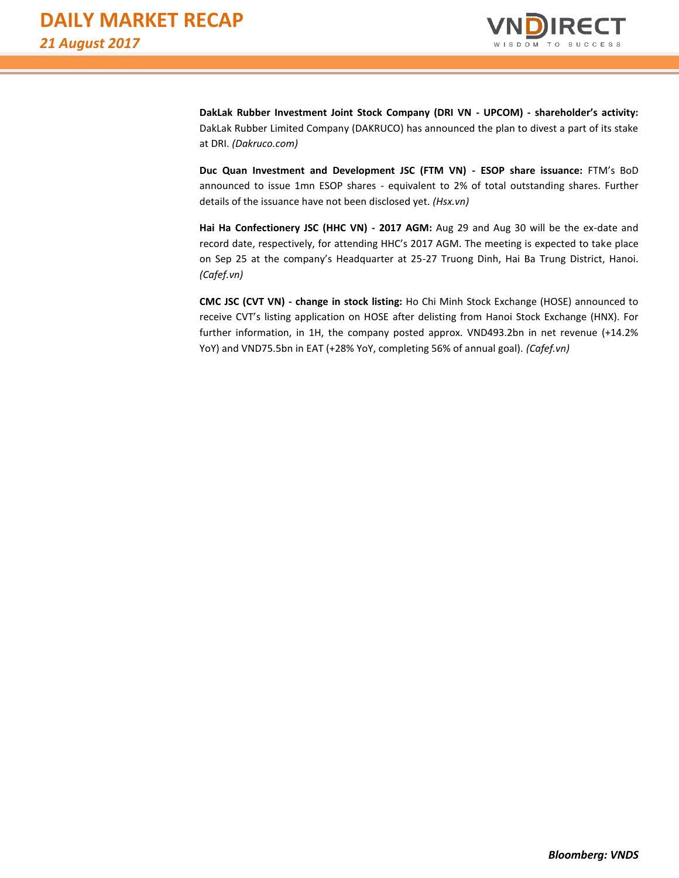**DakLak Rubber Investment Joint Stock Company (DRI VN - UPCOM) - shareholder's activity:** DakLak Rubber Limited Company (DAKRUCO) has announced the plan to divest a part of its stake at DRI. *(Dakruco.com)*

**Duc Quan Investment and Development JSC (FTM VN) - ESOP share issuance:** FTM's BoD announced to issue 1mn ESOP shares - equivalent to 2% of total outstanding shares. Further details of the issuance have not been disclosed yet. *(Hsx.vn)*

**Hai Ha Confectionery JSC (HHC VN) - 2017 AGM:** Aug 29 and Aug 30 will be the ex-date and record date, respectively, for attending HHC's 2017 AGM. The meeting is expected to take place on Sep 25 at the company's Headquarter at 25-27 Truong Dinh, Hai Ba Trung District, Hanoi. *(Cafef.vn)*

**CMC JSC (CVT VN) - change in stock listing:** Ho Chi Minh Stock Exchange (HOSE) announced to receive CVT's listing application on HOSE after delisting from Hanoi Stock Exchange (HNX). For further information, in 1H, the company posted approx. VND493.2bn in net revenue (+14.2% YoY) and VND75.5bn in EAT (+28% YoY, completing 56% of annual goal). *(Cafef.vn)*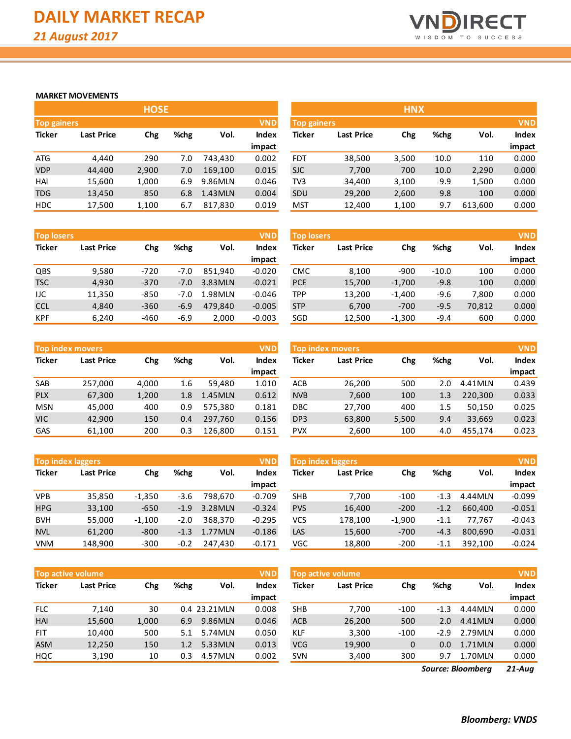# DAILY MARKET RECAP

*21 August 2017*

## MARKET MOVEMENTS

### HOSE

| Top gainers | | | | | VND |
|---|---|---|---|---|---|
| Ticker | Last Price | Chg | %chg | Vol. | Index impact |
| ATG | 4,440 | 290 | 7.0 | 743,430 | 0.002 |
| VDP | 44,400 | 2,900 | 7.0 | 169,100 | 0.015 |
| HAI | 15,600 | 1,000 | 6.9 | 9.86MLN | 0.046 |
| TDG | 13,450 | 850 | 6.8 | 1.43MLN | 0.004 |
| HDC | 17,500 | 1,100 | 6.7 | 817,830 | 0.019 |

| Top losers | | | | | VND |
|---|---|---|---|---|---|
| Ticker | Last Price | Chg | %chg | Vol. | Index impact |
| QBS | 9,580 | -720 | -7.0 | 851,940 | -0.020 |
| TSC | 4,930 | -370 | -7.0 | 3.83MLN | -0.021 |
| IJC | 11,350 | -850 | -7.0 | 1.98MLN | -0.046 |
| CCL | 4,840 | -360 | -6.9 | 479,840 | -0.005 |
| KPF | 6,240 | -460 | -6.9 | 2,000 | -0.003 |

| Top index movers | | | | | VND |
|---|---|---|---|---|---|
| Ticker | Last Price | Chg | %chg | Vol. | Index impact |
| SAB | 257,000 | 4,000 | 1.6 | 59,480 | 1.010 |
| PLX | 67,300 | 1,200 | 1.8 | 1.45MLN | 0.612 |
| MSN | 45,000 | 400 | 0.9 | 575,380 | 0.181 |
| VIC | 42,900 | 150 | 0.4 | 297,760 | 0.156 |
| GAS | 61,100 | 200 | 0.3 | 126,800 | 0.151 |

| Top index laggers | | | | | VND |
|---|---|---|---|---|---|
| Ticker | Last Price | Chg | %chg | Vol. | Index impact |
| VPB | 35,850 | -1,350 | -3.6 | 798,670 | -0.709 |
| HPG | 33,100 | -650 | -1.9 | 3.28MLN | -0.324 |
| BVH | 55,000 | -1,100 | -2.0 | 368,370 | -0.295 |
| NVL | 61,200 | -800 | -1.3 | 1.77MLN | -0.186 |
| VNM | 148,900 | -300 | -0.2 | 247,430 | -0.171 |

| Top active volume | | | | | VND |
|---|---|---|---|---|---|
| Ticker | Last Price | Chg | %chg | Vol. | Index impact |
| FLC | 7,140 | 30 | 0.4 | 23.21MLN | 0.008 |
| HAI | 15,600 | 1,000 | 6.9 | 9.86MLN | 0.046 |
| FIT | 10,400 | 500 | 5.1 | 5.74MLN | 0.050 |
| ASM | 12,250 | 150 | 1.2 | 5.33MLN | 0.013 |
| HQC | 3,190 | 10 | 0.3 | 4.57MLN | 0.002 |

### HNX

| Top gainers | | | | | VND |
|---|---|---|---|---|---|
| Ticker | Last Price | Chg | %chg | Vol. | Index impact |
| FDT | 38,500 | 3,500 | 10.0 | 110 | 0.000 |
| SJC | 7,700 | 700 | 10.0 | 2,290 | 0.000 |
| TV3 | 34,400 | 3,100 | 9.9 | 1,500 | 0.000 |
| SDU | 29,200 | 2,600 | 9.8 | 100 | 0.000 |
| MST | 12,400 | 1,100 | 9.7 | 613,600 | 0.000 |

| Top losers | | | | | VND |
|---|---|---|---|---|---|
| Ticker | Last Price | Chg | %chg | Vol. | Index impact |
| CMC | 8,100 | -900 | -10.0 | 100 | 0.000 |
| PCE | 15,700 | -1,700 | -9.8 | 100 | 0.000 |
| TPP | 13,200 | -1,400 | -9.6 | 7,800 | 0.000 |
| STP | 6,700 | -700 | -9.5 | 70,812 | 0.000 |
| SGD | 12,500 | -1,300 | -9.4 | 600 | 0.000 |

| Top index movers | | | | | VND |
|---|---|---|---|---|---|
| Ticker | Last Price | Chg | %chg | Vol. | Index impact |
| ACB | 26,200 | 500 | 2.0 | 4.41MLN | 0.439 |
| NVB | 7,600 | 100 | 1.3 | 220,300 | 0.033 |
| DBC | 27,700 | 400 | 1.5 | 50,150 | 0.025 |
| DP3 | 63,800 | 5,500 | 9.4 | 33,669 | 0.023 |
| PVX | 2,600 | 100 | 4.0 | 455,174 | 0.023 |

| Top index laggers | | | | | VND |
|---|---|---|---|---|---|
| Ticker | Last Price | Chg | %chg | Vol. | Index impact |
| SHB | 7,700 | -100 | -1.3 | 4.44MLN | -0.099 |
| PVS | 16,400 | -200 | -1.2 | 660,400 | -0.051 |
| VCS | 178,100 | -1,900 | -1.1 | 77,767 | -0.043 |
| LAS | 15,600 | -700 | -4.3 | 800,690 | -0.031 |
| VGC | 18,800 | -200 | -1.1 | 392,100 | -0.024 |

| Top active volume | | | | | VND |
|---|---|---|---|---|---|
| Ticker | Last Price | Chg | %chg | Vol. | Index impact |
| SHB | 7,700 | -100 | -1.3 | 4.44MLN | 0.000 |
| ACB | 26,200 | 500 | 2.0 | 4.41MLN | 0.000 |
| KLF | 3,300 | -100 | -2.9 | 2.79MLN | 0.000 |
| VCG | 19,900 | 0 | 0.0 | 1.71MLN | 0.000 |
| SVN | 3,400 | 300 | 9.7 | 1.70MLN | 0.000 |

*Source: Bloomberg* *21-Aug*

**Bloomberg: VNDS**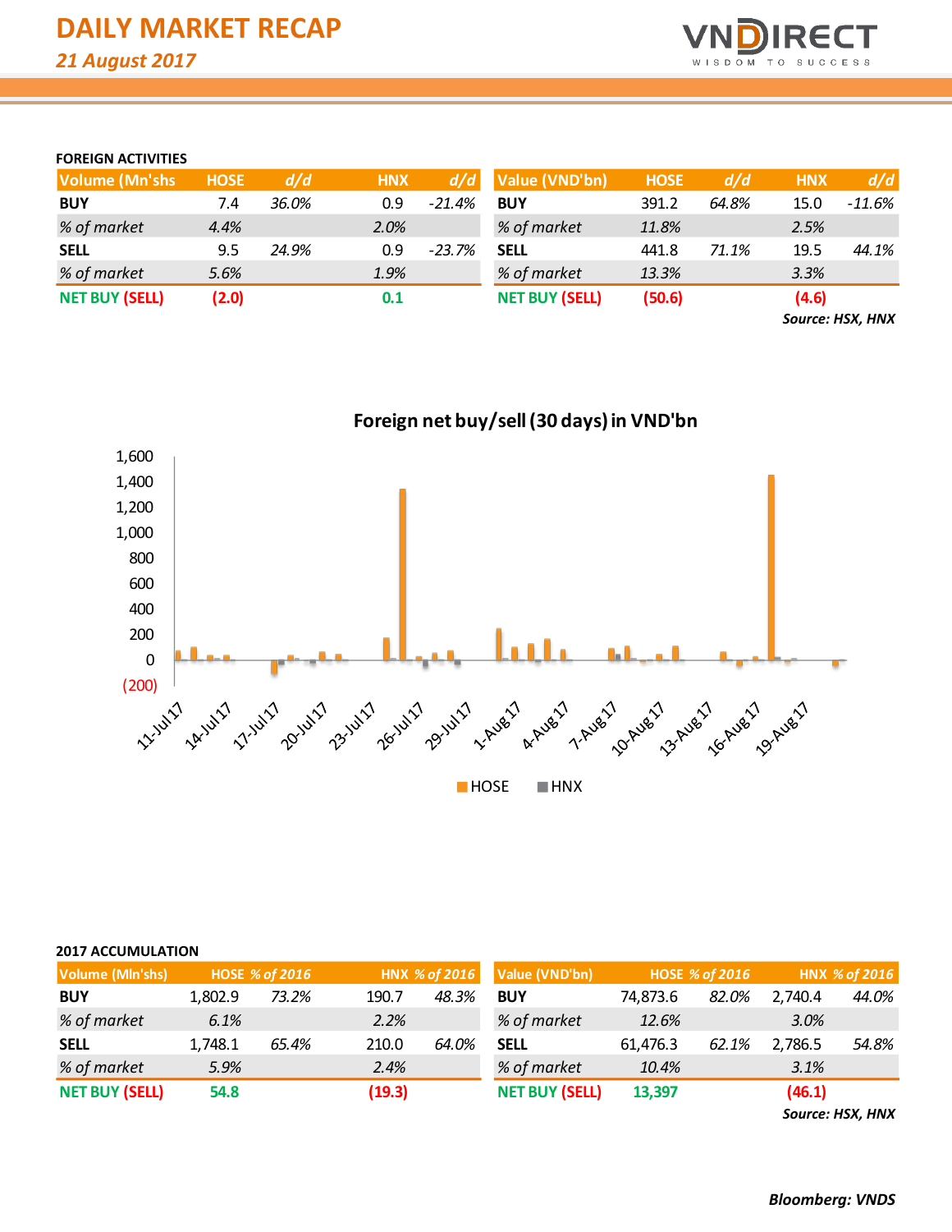# DAILY MARKET RECAP

*21 August 2017*

### FOREIGN ACTIVITIES

| Volume (Mn'shs) | HOSE | d/d | HNX | d/d |
|---|---|---|---|---|
| BUY | 7.4 | 36.0% | 0.9 | -21.4% |
| % of market | 4.4% | | 2.0% | |
| SELL | 9.5 | 24.9% | 0.9 | -23.7% |
| % of market | 5.6% | | 1.9% | |
| NET BUY (SELL) | (2.0) | | 0.1 | |

| Value (VND'bn) | HOSE | d/d | HNX | d/d |
|---|---|---|---|---|
| BUY | 391.2 | 64.8% | 15.0 | -11.6% |
| % of market | 11.8% | | 2.5% | |
| SELL | 441.8 | 71.1% | 19.5 | 44.1% |
| % of market | 13.3% | | 3.3% | |
| NET BUY (SELL) | (50.6) | | (4.6) | |

*Source: HSX, HNX*

**Foreign net buy/sell (30 days) in VND'bn**

### 2017 ACCUMULATION

| Volume (Mln'shs) | HOSE | % of 2016 | HNX | % of 2016 |
|---|---|---|---|---|
| BUY | 1,802.9 | 73.2% | 190.7 | 48.3% |
| % of market | 6.1% | | 2.2% | |
| SELL | 1,748.1 | 65.4% | 210.0 | 64.0% |
| % of market | 5.9% | | 2.4% | |
| NET BUY (SELL) | 54.8 | | (19.3) | |

| Value (VND'bn) | HOSE | % of 2016 | HNX | % of 2016 |
|---|---|---|---|---|
| BUY | 74,873.6 | 82.0% | 2,740.4 | 44.0% |
| % of market | 12.6% | | 3.0% | |
| SELL | 61,476.3 | 62.1% | 2,786.5 | 54.8% |
| % of market | 10.4% | | 3.1% | |
| NET BUY (SELL) | 13,397 | | (46.1) | |

*Source: HSX, HNX*

***Bloomberg: VNDS***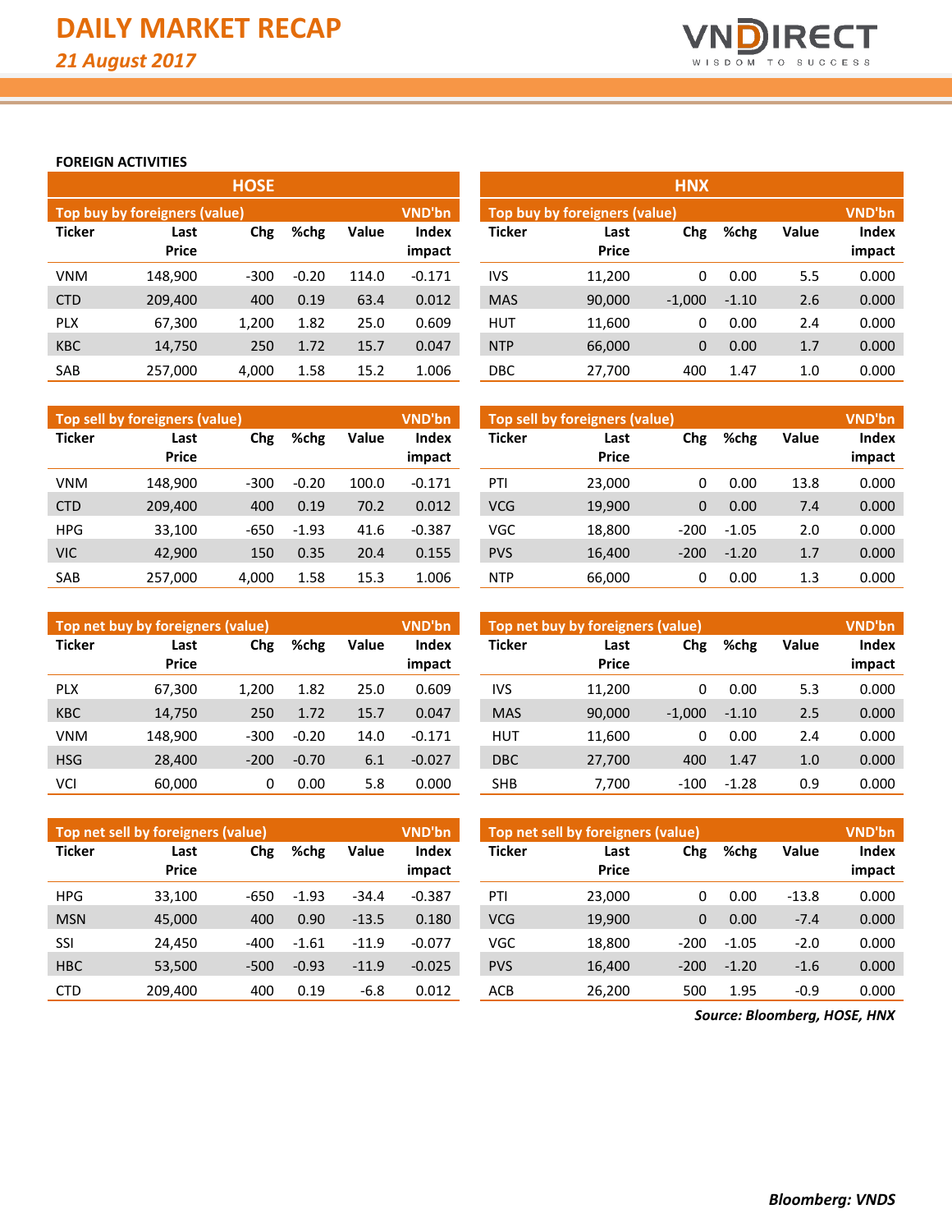# DAILY MARKET RECAP

*21 August 2017*

## FOREIGN ACTIVITIES

### HOSE

**Top buy by foreigners (value)** — VND'bn

| Ticker | Last Price | Chg | %chg | Value | Index impact |
|---|---|---|---|---|---|
| VNM | 148,900 | -300 | -0.20 | 114.0 | -0.171 |
| CTD | 209,400 | 400 | 0.19 | 63.4 | 0.012 |
| PLX | 67,300 | 1,200 | 1.82 | 25.0 | 0.609 |
| KBC | 14,750 | 250 | 1.72 | 15.7 | 0.047 |
| SAB | 257,000 | 4,000 | 1.58 | 15.2 | 1.006 |

**Top sell by foreigners (value)** — VND'bn

| Ticker | Last Price | Chg | %chg | Value | Index impact |
|---|---|---|---|---|---|
| VNM | 148,900 | -300 | -0.20 | 100.0 | -0.171 |
| CTD | 209,400 | 400 | 0.19 | 70.2 | 0.012 |
| HPG | 33,100 | -650 | -1.93 | 41.6 | -0.387 |
| VIC | 42,900 | 150 | 0.35 | 20.4 | 0.155 |
| SAB | 257,000 | 4,000 | 1.58 | 15.3 | 1.006 |

**Top net buy by foreigners (value)** — VND'bn

| Ticker | Last Price | Chg | %chg | Value | Index impact |
|---|---|---|---|---|---|
| PLX | 67,300 | 1,200 | 1.82 | 25.0 | 0.609 |
| KBC | 14,750 | 250 | 1.72 | 15.7 | 0.047 |
| VNM | 148,900 | -300 | -0.20 | 14.0 | -0.171 |
| HSG | 28,400 | -200 | -0.70 | 6.1 | -0.027 |
| VCI | 60,000 | 0 | 0.00 | 5.8 | 0.000 |

**Top net sell by foreigners (value)** — VND'bn

| Ticker | Last Price | Chg | %chg | Value | Index impact |
|---|---|---|---|---|---|
| HPG | 33,100 | -650 | -1.93 | -34.4 | -0.387 |
| MSN | 45,000 | 400 | 0.90 | -13.5 | 0.180 |
| SSI | 24,450 | -400 | -1.61 | -11.9 | -0.077 |
| HBC | 53,500 | -500 | -0.93 | -11.9 | -0.025 |
| CTD | 209,400 | 400 | 0.19 | -6.8 | 0.012 |

### HNX

**Top buy by foreigners (value)** — VND'bn

| Ticker | Last Price | Chg | %chg | Value | Index impact |
|---|---|---|---|---|---|
| IVS | 11,200 | 0 | 0.00 | 5.5 | 0.000 |
| MAS | 90,000 | -1,000 | -1.10 | 2.6 | 0.000 |
| HUT | 11,600 | 0 | 0.00 | 2.4 | 0.000 |
| NTP | 66,000 | 0 | 0.00 | 1.7 | 0.000 |
| DBC | 27,700 | 400 | 1.47 | 1.0 | 0.000 |

**Top sell by foreigners (value)** — VND'bn

| Ticker | Last Price | Chg | %chg | Value | Index impact |
|---|---|---|---|---|---|
| PTI | 23,000 | 0 | 0.00 | 13.8 | 0.000 |
| VCG | 19,900 | 0 | 0.00 | 7.4 | 0.000 |
| VGC | 18,800 | -200 | -1.05 | 2.0 | 0.000 |
| PVS | 16,400 | -200 | -1.20 | 1.7 | 0.000 |
| NTP | 66,000 | 0 | 0.00 | 1.3 | 0.000 |

**Top net buy by foreigners (value)** — VND'bn

| Ticker | Last Price | Chg | %chg | Value | Index impact |
|---|---|---|---|---|---|
| IVS | 11,200 | 0 | 0.00 | 5.3 | 0.000 |
| MAS | 90,000 | -1,000 | -1.10 | 2.5 | 0.000 |
| HUT | 11,600 | 0 | 0.00 | 2.4 | 0.000 |
| DBC | 27,700 | 400 | 1.47 | 1.0 | 0.000 |
| SHB | 7,700 | -100 | -1.28 | 0.9 | 0.000 |

**Top net sell by foreigners (value)** — VND'bn

| Ticker | Last Price | Chg | %chg | Value | Index impact |
|---|---|---|---|---|---|
| PTI | 23,000 | 0 | 0.00 | -13.8 | 0.000 |
| VCG | 19,900 | 0 | 0.00 | -7.4 | 0.000 |
| VGC | 18,800 | -200 | -1.05 | -2.0 | 0.000 |
| PVS | 16,400 | -200 | -1.20 | -1.6 | 0.000 |
| ACB | 26,200 | 500 | 1.95 | -0.9 | 0.000 |

***Source: Bloomberg, HOSE, HNX***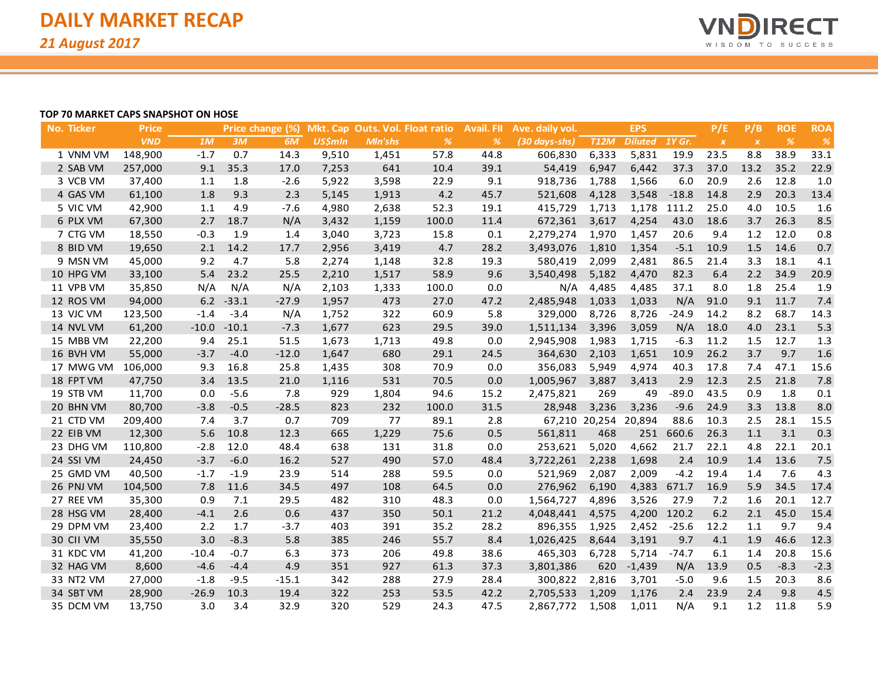# DAILY MARKET RECAP

*21 August 2017*

**TOP 70 MARKET CAPS SNAPSHOT ON HOSE**

| No. | Ticker | Price | Price change (%) | | | Mkt. Cap | Outs. Vol. | Float ratio | Avail. FII | Ave. daily vol. | EPS | | | P/E | P/B | ROE | ROA |
|---|---|---|---|---|---|---|---|---|---|---|---|---|---|---|---|---|---|
| | | VND | 1M | 3M | 6M | US$mln | Mln'shs | % | % | (30 days-shs) | T12M | Diluted | 1Y Gr. | x | x | % | % |
| 1 | VNM VM | 148,900 | -1.7 | 0.7 | 14.3 | 9,510 | 1,451 | 57.8 | 44.8 | 606,830 | 6,333 | 5,831 | 19.9 | 23.5 | 8.8 | 38.9 | 33.1 |
| 2 | SAB VM | 257,000 | 9.1 | 35.3 | 17.0 | 7,253 | 641 | 10.4 | 39.1 | 54,419 | 6,947 | 6,442 | 37.3 | 37.0 | 13.2 | 35.2 | 22.9 |
| 3 | VCB VM | 37,400 | 1.1 | 1.8 | -2.6 | 5,922 | 3,598 | 22.9 | 9.1 | 918,736 | 1,788 | 1,566 | 6.0 | 20.9 | 2.6 | 12.8 | 1.0 |
| 4 | GAS VM | 61,100 | 1.8 | 9.3 | 2.3 | 5,145 | 1,913 | 4.2 | 45.7 | 521,608 | 4,128 | 3,548 | -18.8 | 14.8 | 2.9 | 20.3 | 13.4 |
| 5 | VIC VM | 42,900 | 1.1 | 4.9 | -7.6 | 4,980 | 2,638 | 52.3 | 19.1 | 415,729 | 1,713 | 1,178 | 111.2 | 25.0 | 4.0 | 10.5 | 1.6 |
| 6 | PLX VM | 67,300 | 2.7 | 18.7 | N/A | 3,432 | 1,159 | 100.0 | 11.4 | 672,361 | 3,617 | 4,254 | 43.0 | 18.6 | 3.7 | 26.3 | 8.5 |
| 7 | CTG VM | 18,550 | -0.3 | 1.9 | 1.4 | 3,040 | 3,723 | 15.8 | 0.1 | 2,279,274 | 1,970 | 1,457 | 20.6 | 9.4 | 1.2 | 12.0 | 0.8 |
| 8 | BID VM | 19,650 | 2.1 | 14.2 | 17.7 | 2,956 | 3,419 | 4.7 | 28.2 | 3,493,076 | 1,810 | 1,354 | -5.1 | 10.9 | 1.5 | 14.6 | 0.7 |
| 9 | MSN VM | 45,000 | 9.2 | 4.7 | 5.8 | 2,274 | 1,148 | 32.8 | 19.3 | 580,419 | 2,099 | 2,481 | 86.5 | 21.4 | 3.3 | 18.1 | 4.1 |
| 10 | HPG VM | 33,100 | 5.4 | 23.2 | 25.5 | 2,210 | 1,517 | 58.9 | 9.6 | 3,540,498 | 5,182 | 4,470 | 82.3 | 6.4 | 2.2 | 34.9 | 20.9 |
| 11 | VPB VM | 35,850 | N/A | N/A | N/A | 2,103 | 1,333 | 100.0 | 0.0 | N/A | 4,485 | 4,485 | 37.1 | 8.0 | 1.8 | 25.4 | 1.9 |
| 12 | ROS VM | 94,000 | 6.2 | -33.1 | -27.9 | 1,957 | 473 | 27.0 | 47.2 | 2,485,948 | 1,033 | 1,033 | N/A | 91.0 | 9.1 | 11.7 | 7.4 |
| 13 | VJC VM | 123,500 | -1.4 | -3.4 | N/A | 1,752 | 322 | 60.9 | 5.8 | 329,000 | 8,726 | 8,726 | -24.9 | 14.2 | 8.2 | 68.7 | 14.3 |
| 14 | NVL VM | 61,200 | -10.0 | -10.1 | -7.3 | 1,677 | 623 | 29.5 | 39.0 | 1,511,134 | 3,396 | 3,059 | N/A | 18.0 | 4.0 | 23.1 | 5.3 |
| 15 | MBB VM | 22,200 | 9.4 | 25.1 | 51.5 | 1,673 | 1,713 | 49.8 | 0.0 | 2,945,908 | 1,983 | 1,715 | -6.3 | 11.2 | 1.5 | 12.7 | 1.3 |
| 16 | BVH VM | 55,000 | -3.7 | -4.0 | -12.0 | 1,647 | 680 | 29.1 | 24.5 | 364,630 | 2,103 | 1,651 | 10.9 | 26.2 | 3.7 | 9.7 | 1.6 |
| 17 | MWG VM | 106,000 | 9.3 | 16.8 | 25.8 | 1,435 | 308 | 70.9 | 0.0 | 356,083 | 5,949 | 4,974 | 40.3 | 17.8 | 7.4 | 47.1 | 15.6 |
| 18 | FPT VM | 47,750 | 3.4 | 13.5 | 21.0 | 1,116 | 531 | 70.5 | 0.0 | 1,005,967 | 3,887 | 3,413 | 2.9 | 12.3 | 2.5 | 21.8 | 7.8 |
| 19 | STB VM | 11,700 | 0.0 | -5.6 | 7.8 | 929 | 1,804 | 94.6 | 15.2 | 2,475,821 | 269 | 49 | -89.0 | 43.5 | 0.9 | 1.8 | 0.1 |
| 20 | BHN VM | 80,700 | -3.8 | -0.5 | -28.5 | 823 | 232 | 100.0 | 31.5 | 28,948 | 3,236 | 3,236 | -9.6 | 24.9 | 3.3 | 13.8 | 8.0 |
| 21 | CTD VM | 209,400 | 7.4 | 3.7 | 0.7 | 709 | 77 | 89.1 | 2.8 | 67,210 | 20,254 | 20,894 | 88.6 | 10.3 | 2.5 | 28.1 | 15.5 |
| 22 | EIB VM | 12,300 | 5.6 | 10.8 | 12.3 | 665 | 1,229 | 75.6 | 0.5 | 561,811 | 468 | 251 | 660.6 | 26.3 | 1.1 | 3.1 | 0.3 |
| 23 | DHG VM | 110,800 | -2.8 | 12.0 | 48.4 | 638 | 131 | 31.8 | 0.0 | 253,621 | 5,020 | 4,662 | 21.7 | 22.1 | 4.8 | 22.1 | 20.1 |
| 24 | SSI VM | 24,450 | -3.7 | -6.0 | 16.2 | 527 | 490 | 57.0 | 48.4 | 3,722,261 | 2,238 | 1,698 | 2.4 | 10.9 | 1.4 | 13.6 | 7.5 |
| 25 | GMD VM | 40,500 | -1.7 | -1.9 | 23.9 | 514 | 288 | 59.5 | 0.0 | 521,969 | 2,087 | 2,009 | -4.2 | 19.4 | 1.4 | 7.6 | 4.3 |
| 26 | PNJ VM | 104,500 | 7.8 | 11.6 | 34.5 | 497 | 108 | 64.5 | 0.0 | 276,962 | 6,190 | 4,383 | 671.7 | 16.9 | 5.9 | 34.5 | 17.4 |
| 27 | REE VM | 35,300 | 0.9 | 7.1 | 29.5 | 482 | 310 | 48.3 | 0.0 | 1,564,727 | 4,896 | 3,526 | 27.9 | 7.2 | 1.6 | 20.1 | 12.7 |
| 28 | HSG VM | 28,400 | -4.1 | 2.6 | 0.6 | 437 | 350 | 50.1 | 21.2 | 4,048,441 | 4,575 | 4,200 | 120.2 | 6.2 | 2.1 | 45.0 | 15.4 |
| 29 | DPM VM | 23,400 | 2.2 | 1.7 | -3.7 | 403 | 391 | 35.2 | 28.2 | 896,355 | 1,925 | 2,452 | -25.6 | 12.2 | 1.1 | 9.7 | 9.4 |
| 30 | CII VM | 35,550 | 3.0 | -8.3 | 5.8 | 385 | 246 | 55.7 | 8.4 | 1,026,425 | 8,644 | 3,191 | 9.7 | 4.1 | 1.9 | 46.6 | 12.3 |
| 31 | KDC VM | 41,200 | -10.4 | -0.7 | 6.3 | 373 | 206 | 49.8 | 38.6 | 465,303 | 6,728 | 5,714 | -74.7 | 6.1 | 1.4 | 20.8 | 15.6 |
| 32 | HAG VM | 8,600 | -4.6 | -4.4 | 4.9 | 351 | 927 | 61.3 | 37.3 | 3,801,386 | 620 | -1,439 | N/A | 13.9 | 0.5 | -8.3 | -2.3 |
| 33 | NT2 VM | 27,000 | -1.8 | -9.5 | -15.1 | 342 | 288 | 27.9 | 28.4 | 300,822 | 2,816 | 3,701 | -5.0 | 9.6 | 1.5 | 20.3 | 8.6 |
| 34 | SBT VM | 28,900 | -26.9 | 10.3 | 19.4 | 322 | 253 | 53.5 | 42.2 | 2,705,533 | 1,209 | 1,176 | 2.4 | 23.9 | 2.4 | 9.8 | 4.5 |
| 35 | DCM VM | 13,750 | 3.0 | 3.4 | 32.9 | 320 | 529 | 24.3 | 47.5 | 2,867,772 | 1,508 | 1,011 | N/A | 9.1 | 1.2 | 11.8 | 5.9 |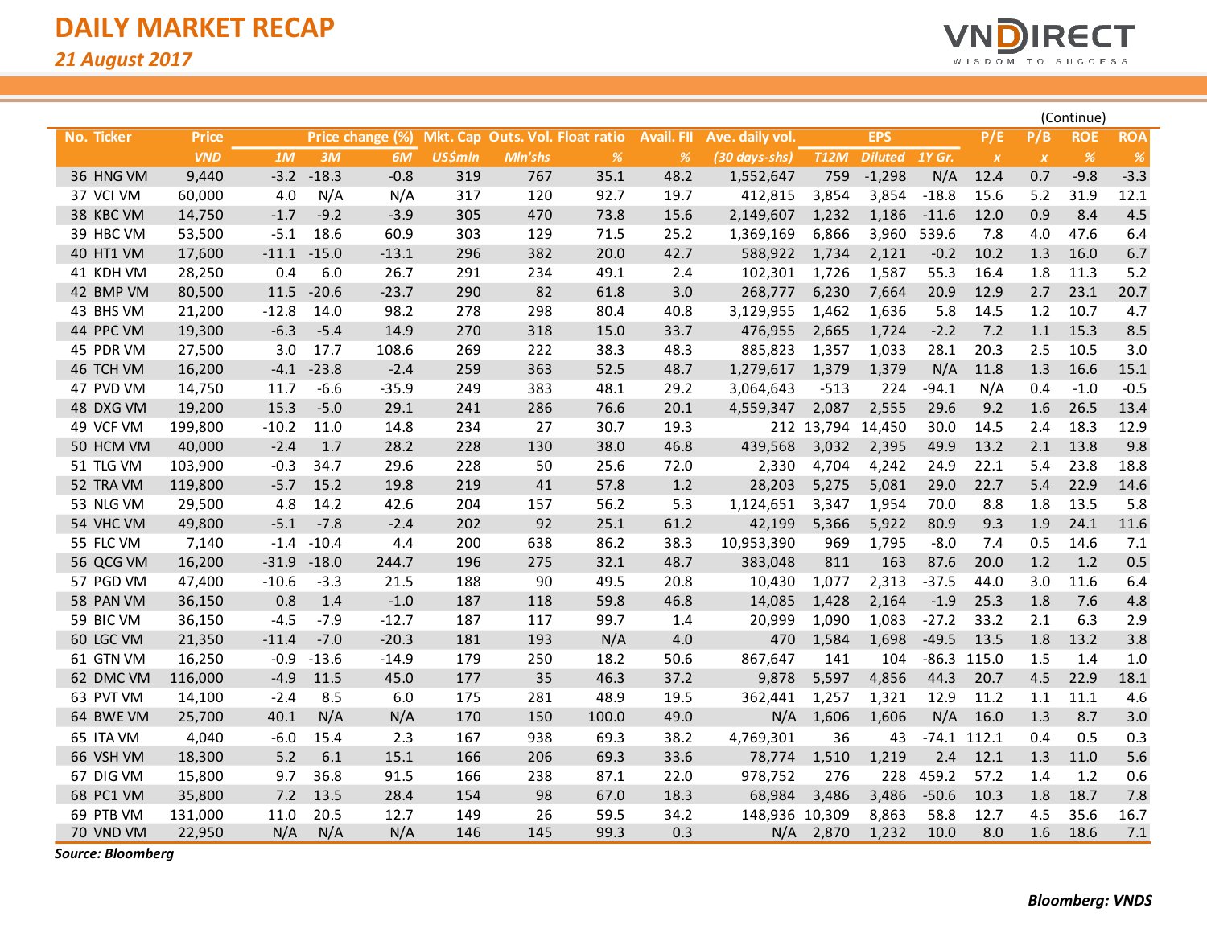# DAILY MARKET RECAP

*21 August 2017*

(Continue)

| No. | Ticker | Price | Price change (%) | | | Mkt. Cap | Outs. Vol. | Float ratio | Avail. FII | Ave. daily vol. | EPS | | | P/E | P/B | ROE | ROA |
|---|---|---|---|---|---|---|---|---|---|---|---|---|---|---|---|---|---|
| | | VND | 1M | 3M | 6M | US$mln | Mln'shs | % | % | (30 days-shs) | T12M | Diluted | 1Y Gr. | x | x | % | % |
| 36 | HNG VM | 9,440 | -3.2 | -18.3 | -0.8 | 319 | 767 | 35.1 | 48.2 | 1,552,647 | 759 | -1,298 | N/A | 12.4 | 0.7 | -9.8 | -3.3 |
| 37 | VCI VM | 60,000 | 4.0 | N/A | N/A | 317 | 120 | 92.7 | 19.7 | 412,815 | 3,854 | 3,854 | -18.8 | 15.6 | 5.2 | 31.9 | 12.1 |
| 38 | KBC VM | 14,750 | -1.7 | -9.2 | -3.9 | 305 | 470 | 73.8 | 15.6 | 2,149,607 | 1,232 | 1,186 | -11.6 | 12.0 | 0.9 | 8.4 | 4.5 |
| 39 | HBC VM | 53,500 | -5.1 | 18.6 | 60.9 | 303 | 129 | 71.5 | 25.2 | 1,369,169 | 6,866 | 3,960 | 539.6 | 7.8 | 4.0 | 47.6 | 6.4 |
| 40 | HT1 VM | 17,600 | -11.1 | -15.0 | -13.1 | 296 | 382 | 20.0 | 42.7 | 588,922 | 1,734 | 2,121 | -0.2 | 10.2 | 1.3 | 16.0 | 6.7 |
| 41 | KDH VM | 28,250 | 0.4 | 6.0 | 26.7 | 291 | 234 | 49.1 | 2.4 | 102,301 | 1,726 | 1,587 | 55.3 | 16.4 | 1.8 | 11.3 | 5.2 |
| 42 | BMP VM | 80,500 | 11.5 | -20.6 | -23.7 | 290 | 82 | 61.8 | 3.0 | 268,777 | 6,230 | 7,664 | 20.9 | 12.9 | 2.7 | 23.1 | 20.7 |
| 43 | BHS VM | 21,200 | -12.8 | 14.0 | 98.2 | 278 | 298 | 80.4 | 40.8 | 3,129,955 | 1,462 | 1,636 | 5.8 | 14.5 | 1.2 | 10.7 | 4.7 |
| 44 | PPC VM | 19,300 | -6.3 | -5.4 | 14.9 | 270 | 318 | 15.0 | 33.7 | 476,955 | 2,665 | 1,724 | -2.2 | 7.2 | 1.1 | 15.3 | 8.5 |
| 45 | PDR VM | 27,500 | 3.0 | 17.7 | 108.6 | 269 | 222 | 38.3 | 48.3 | 885,823 | 1,357 | 1,033 | 28.1 | 20.3 | 2.5 | 10.5 | 3.0 |
| 46 | TCH VM | 16,200 | -4.1 | -23.8 | -2.4 | 259 | 363 | 52.5 | 48.7 | 1,279,617 | 1,379 | 1,379 | N/A | 11.8 | 1.3 | 16.6 | 15.1 |
| 47 | PVD VM | 14,750 | 11.7 | -6.6 | -35.9 | 249 | 383 | 48.1 | 29.2 | 3,064,643 | -513 | 224 | -94.1 | N/A | 0.4 | -1.0 | -0.5 |
| 48 | DXG VM | 19,200 | 15.3 | -5.0 | 29.1 | 241 | 286 | 76.6 | 20.1 | 4,559,347 | 2,087 | 2,555 | 29.6 | 9.2 | 1.6 | 26.5 | 13.4 |
| 49 | VCF VM | 199,800 | -10.2 | 11.0 | 14.8 | 234 | 27 | 30.7 | 19.3 | 212 | 13,794 | 14,450 | 30.0 | 14.5 | 2.4 | 18.3 | 12.9 |
| 50 | HCM VM | 40,000 | -2.4 | 1.7 | 28.2 | 228 | 130 | 38.0 | 46.8 | 439,568 | 3,032 | 2,395 | 49.9 | 13.2 | 2.1 | 13.8 | 9.8 |
| 51 | TLG VM | 103,900 | -0.3 | 34.7 | 29.6 | 228 | 50 | 25.6 | 72.0 | 2,330 | 4,704 | 4,242 | 24.9 | 22.1 | 5.4 | 23.8 | 18.8 |
| 52 | TRA VM | 119,800 | -5.7 | 15.2 | 19.8 | 219 | 41 | 57.8 | 1.2 | 28,203 | 5,275 | 5,081 | 29.0 | 22.7 | 5.4 | 22.9 | 14.6 |
| 53 | NLG VM | 29,500 | 4.8 | 14.2 | 42.6 | 204 | 157 | 56.2 | 5.3 | 1,124,651 | 3,347 | 1,954 | 70.0 | 8.8 | 1.8 | 13.5 | 5.8 |
| 54 | VHC VM | 49,800 | -5.1 | -7.8 | -2.4 | 202 | 92 | 25.1 | 61.2 | 42,199 | 5,366 | 5,922 | 80.9 | 9.3 | 1.9 | 24.1 | 11.6 |
| 55 | FLC VM | 7,140 | -1.4 | -10.4 | 4.4 | 200 | 638 | 86.2 | 38.3 | 10,953,390 | 969 | 1,795 | -8.0 | 7.4 | 0.5 | 14.6 | 7.1 |
| 56 | QCG VM | 16,200 | -31.9 | -18.0 | 244.7 | 196 | 275 | 32.1 | 48.7 | 383,048 | 811 | 163 | 87.6 | 20.0 | 1.2 | 1.2 | 0.5 |
| 57 | PGD VM | 47,400 | -10.6 | -3.3 | 21.5 | 188 | 90 | 49.5 | 20.8 | 10,430 | 1,077 | 2,313 | -37.5 | 44.0 | 3.0 | 11.6 | 6.4 |
| 58 | PAN VM | 36,150 | 0.8 | 1.4 | -1.0 | 187 | 118 | 59.8 | 46.8 | 14,085 | 1,428 | 2,164 | -1.9 | 25.3 | 1.8 | 7.6 | 4.8 |
| 59 | BIC VM | 36,150 | -4.5 | -7.9 | -12.7 | 187 | 117 | 99.7 | 1.4 | 20,999 | 1,090 | 1,083 | -27.2 | 33.2 | 2.1 | 6.3 | 2.9 |
| 60 | LGC VM | 21,350 | -11.4 | -7.0 | -20.3 | 181 | 193 | N/A | 4.0 | 470 | 1,584 | 1,698 | -49.5 | 13.5 | 1.8 | 13.2 | 3.8 |
| 61 | GTN VM | 16,250 | -0.9 | -13.6 | -14.9 | 179 | 250 | 18.2 | 50.6 | 867,647 | 141 | 104 | -86.3 | 115.0 | 1.5 | 1.4 | 1.0 |
| 62 | DMC VM | 116,000 | -4.9 | 11.5 | 45.0 | 177 | 35 | 46.3 | 37.2 | 9,878 | 5,597 | 4,856 | 44.3 | 20.7 | 4.5 | 22.9 | 18.1 |
| 63 | PVT VM | 14,100 | -2.4 | 8.5 | 6.0 | 175 | 281 | 48.9 | 19.5 | 362,441 | 1,257 | 1,321 | 12.9 | 11.2 | 1.1 | 11.1 | 4.6 |
| 64 | BWE VM | 25,700 | 40.1 | N/A | N/A | 170 | 150 | 100.0 | 49.0 | N/A | 1,606 | 1,606 | N/A | 16.0 | 1.3 | 8.7 | 3.0 |
| 65 | ITA VM | 4,040 | -6.0 | 15.4 | 2.3 | 167 | 938 | 69.3 | 38.2 | 4,769,301 | 36 | 43 | -74.1 | 112.1 | 0.4 | 0.5 | 0.3 |
| 66 | VSH VM | 18,300 | 5.2 | 6.1 | 15.1 | 166 | 206 | 69.3 | 33.6 | 78,774 | 1,510 | 1,219 | 2.4 | 12.1 | 1.3 | 11.0 | 5.6 |
| 67 | DIG VM | 15,800 | 9.7 | 36.8 | 91.5 | 166 | 238 | 87.1 | 22.0 | 978,752 | 276 | 228 | 459.2 | 57.2 | 1.4 | 1.2 | 0.6 |
| 68 | PC1 VM | 35,800 | 7.2 | 13.5 | 28.4 | 154 | 98 | 67.0 | 18.3 | 68,984 | 3,486 | 3,486 | -50.6 | 10.3 | 1.8 | 18.7 | 7.8 |
| 69 | PTB VM | 131,000 | 11.0 | 20.5 | 12.7 | 149 | 26 | 59.5 | 34.2 | 148,936 | 10,309 | 8,863 | 58.8 | 12.7 | 4.5 | 35.6 | 16.7 |
| 70 | VND VM | 22,950 | N/A | N/A | N/A | 146 | 145 | 99.3 | 0.3 | N/A | 2,870 | 1,232 | 10.0 | 8.0 | 1.6 | 18.6 | 7.1 |

***Source: Bloomberg***

***Bloomberg: VNDS***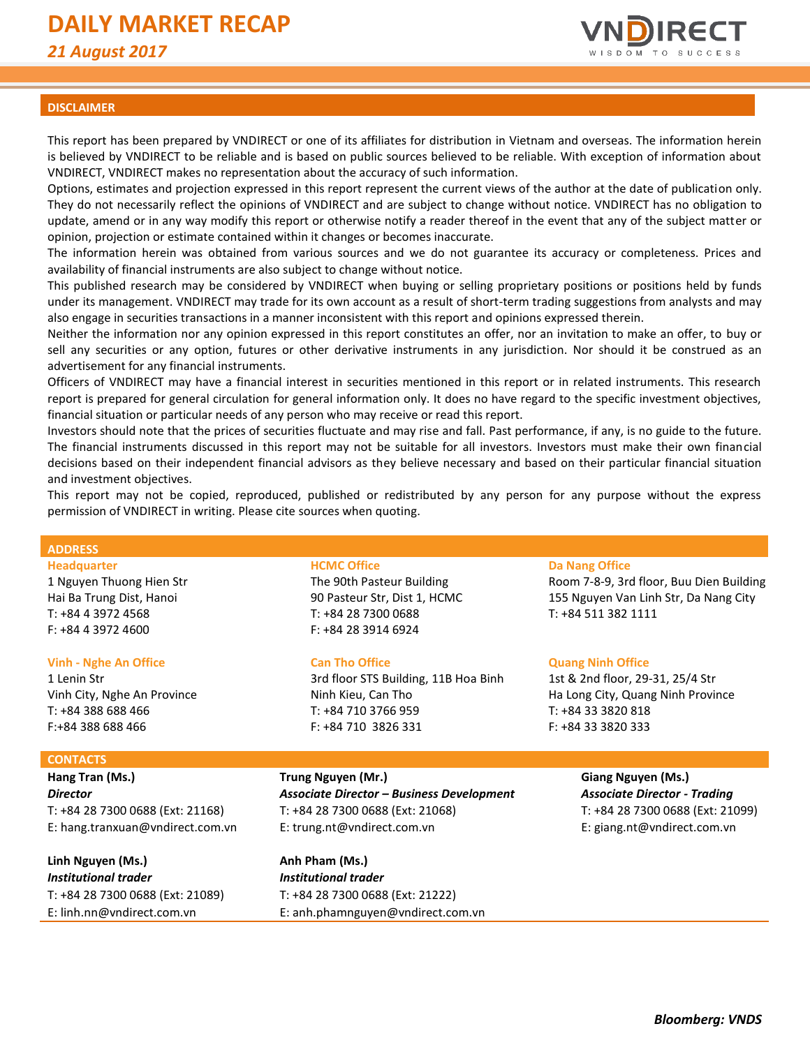## DISCLAIMER

This report has been prepared by VNDIRECT or one of its affiliates for distribution in Vietnam and overseas. The information herein is believed by VNDIRECT to be reliable and is based on public sources believed to be reliable. With exception of information about VNDIRECT, VNDIRECT makes no representation about the accuracy of such information.
Options, estimates and projection expressed in this report represent the current views of the author at the date of publication only. They do not necessarily reflect the opinions of VNDIRECT and are subject to change without notice. VNDIRECT has no obligation to update, amend or in any way modify this report or otherwise notify a reader thereof in the event that any of the subject matter or opinion, projection or estimate contained within it changes or becomes inaccurate.
The information herein was obtained from various sources and we do not guarantee its accuracy or completeness. Prices and availability of financial instruments are also subject to change without notice.
This published research may be considered by VNDIRECT when buying or selling proprietary positions or positions held by funds under its management. VNDIRECT may trade for its own account as a result of short-term trading suggestions from analysts and may also engage in securities transactions in a manner inconsistent with this report and opinions expressed therein.
Neither the information nor any opinion expressed in this report constitutes an offer, nor an invitation to make an offer, to buy or sell any securities or any option, futures or other derivative instruments in any jurisdiction. Nor should it be construed as an advertisement for any financial instruments.
Officers of VNDIRECT may have a financial interest in securities mentioned in this report or in related instruments. This research report is prepared for general circulation for general information only. It does no have regard to the specific investment objectives, financial situation or particular needs of any person who may receive or read this report.
Investors should note that the prices of securities fluctuate and may rise and fall. Past performance, if any, is no guide to the future. The financial instruments discussed in this report may not be suitable for all investors. Investors must make their own financial decisions based on their independent financial advisors as they believe necessary and based on their particular financial situation and investment objectives.
This report may not be copied, reproduced, published or redistributed by any person for any purpose without the express permission of VNDIRECT in writing. Please cite sources when quoting.

## ADDRESS

**Headquarter**
1 Nguyen Thuong Hien Str
Hai Ba Trung Dist, Hanoi
T: +84 4 3972 4568
F: +84 4 3972 4600

**HCMC Office**
The 90th Pasteur Building
90 Pasteur Str, Dist 1, HCMC
T: +84 28 7300 0688
F: +84 28 3914 6924

**Da Nang Office**
Room 7-8-9, 3rd floor, Buu Dien Building
155 Nguyen Van Linh Str, Da Nang City
T: +84 511 382 1111

**Vinh - Nghe An Office**
1 Lenin Str
Vinh City, Nghe An Province
T: +84 388 688 466
F:+84 388 688 466

**Can Tho Office**
3rd floor STS Building, 11B Hoa Binh
Ninh Kieu, Can Tho
T: +84 710 3766 959
F: +84 710 3826 331

**Quang Ninh Office**
1st & 2nd floor, 29-31, 25/4 Str
Ha Long City, Quang Ninh Province
T: +84 33 3820 818
F: +84 33 3820 333

## CONTACTS

**Hang Tran (Ms.)**
*Director*
T: +84 28 7300 0688 (Ext: 21168)
E: hang.tranxuan@vndirect.com.vn

**Trung Nguyen (Mr.)**
*Associate Director – Business Development*
T: +84 28 7300 0688 (Ext: 21068)
E: trung.nt@vndirect.com.vn

**Giang Nguyen (Ms.)**
*Associate Director - Trading*
T: +84 28 7300 0688 (Ext: 21099)
E: giang.nt@vndirect.com.vn

**Linh Nguyen (Ms.)**
*Institutional trader*
T: +84 28 7300 0688 (Ext: 21089)
E: linh.nn@vndirect.com.vn

**Anh Pham (Ms.)**
*Institutional trader*
T: +84 28 7300 0688 (Ext: 21222)
E: anh.phamnguyen@vndirect.com.vn

***Bloomberg: VNDS***